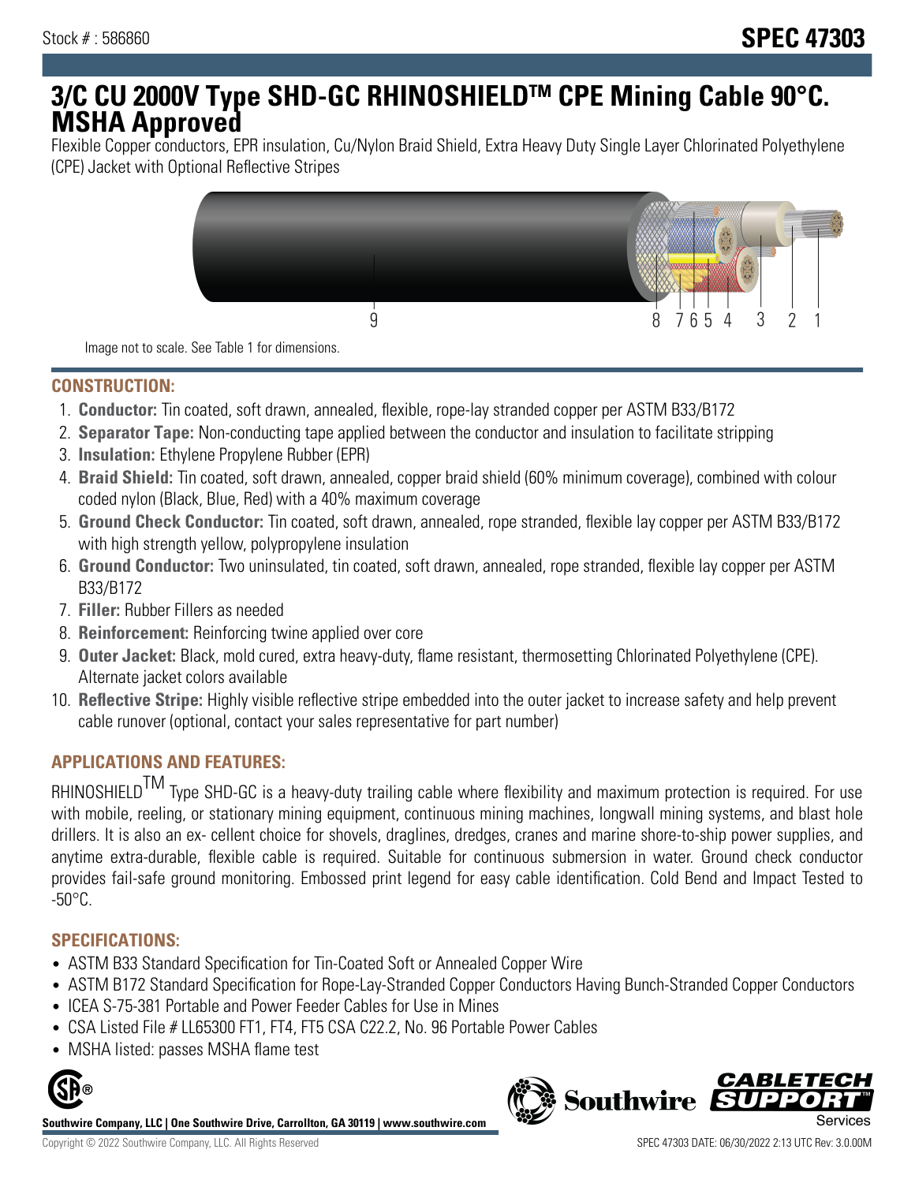Stock # : 586860

# SPEC 47303

# 3/C CU 2000V Type SHD-GC RHINOSHIELD™ CPE Mining Cable 90°C. MSHA Approved

Flexible Copper conductors, EPR insulation, Cu/Nylon Braid Shield, Extra Heavy Duty Single Layer Chlorinated Polyethylene (CPE) Jacket with Optional Reflective Stripes

Image not to scale. See Table 1 for dimensions.

## CONSTRUCTION:

1. **Conductor:** Tin coated, soft drawn, annealed, flexible, rope-lay stranded copper per ASTM B33/B172
2. **Separator Tape:** Non-conducting tape applied between the conductor and insulation to facilitate stripping
3. **Insulation:** Ethylene Propylene Rubber (EPR)
4. **Braid Shield:** Tin coated, soft drawn, annealed, copper braid shield (60% minimum coverage), combined with colour coded nylon (Black, Blue, Red) with a 40% maximum coverage
5. **Ground Check Conductor:** Tin coated, soft drawn, annealed, rope stranded, flexible lay copper per ASTM B33/B172 with high strength yellow, polypropylene insulation
6. **Ground Conductor:** Two uninsulated, tin coated, soft drawn, annealed, rope stranded, flexible lay copper per ASTM B33/B172
7. **Filler:** Rubber Fillers as needed
8. **Reinforcement:** Reinforcing twine applied over core
9. **Outer Jacket:** Black, mold cured, extra heavy-duty, flame resistant, thermosetting Chlorinated Polyethylene (CPE). Alternate jacket colors available
10. **Reflective Stripe:** Highly visible reflective stripe embedded into the outer jacket to increase safety and help prevent cable runover (optional, contact your sales representative for part number)

## APPLICATIONS AND FEATURES:

RHINOSHIELD™ Type SHD-GC is a heavy-duty trailing cable where flexibility and maximum protection is required. For use with mobile, reeling, or stationary mining equipment, continuous mining machines, longwall mining systems, and blast hole drillers. It is also an ex- cellent choice for shovels, draglines, dredges, cranes and marine shore-to-ship power supplies, and anytime extra-durable, flexible cable is required. Suitable for continuous submersion in water. Ground check conductor provides fail-safe ground monitoring. Embossed print legend for easy cable identification. Cold Bend and Impact Tested to -50°C.

## SPECIFICATIONS:

- ASTM B33 Standard Specification for Tin-Coated Soft or Annealed Copper Wire
- ASTM B172 Standard Specification for Rope-Lay-Stranded Copper Conductors Having Bunch-Stranded Copper Conductors
- ICEA S-75-381 Portable and Power Feeder Cables for Use in Mines
- CSA Listed File # LL65300 FT1, FT4, FT5 CSA C22.2, No. 96 Portable Power Cables
- MSHA listed: passes MSHA flame test

Southwire Company, LLC | One Southwire Drive, Carrollton, GA 30119 | www.southwire.com

Copyright © 2022 Southwire Company, LLC. All Rights Reserved

SPEC 47303 DATE: 06/30/2022 2:13 UTC Rev: 3.0.00M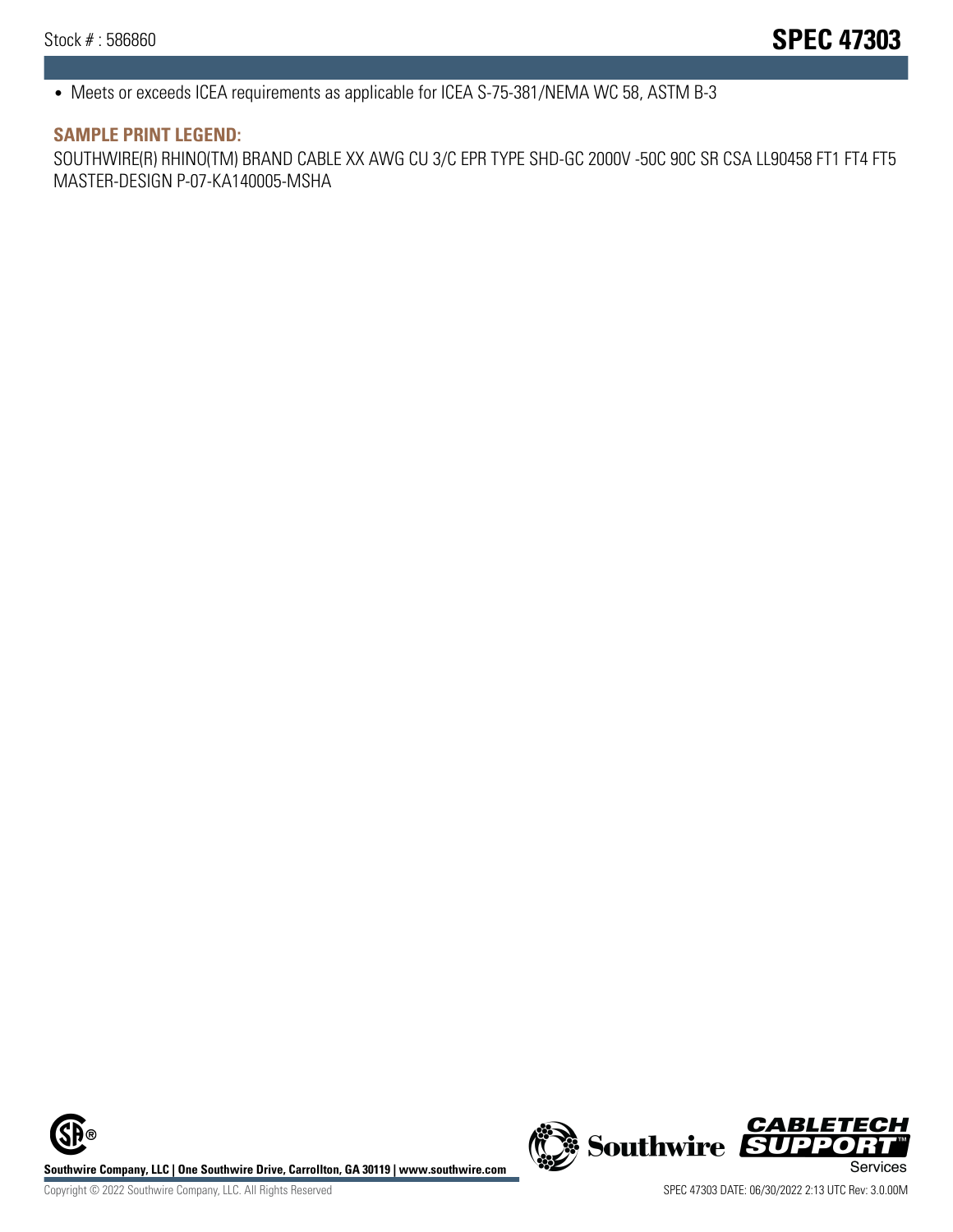- Meets or exceeds ICEA requirements as applicable for ICEA S-75-381/NEMA WC 58, ASTM B-3

### SAMPLE PRINT LEGEND:

SOUTHWIRE(R) RHINO(TM) BRAND CABLE XX AWG CU 3/C EPR TYPE SHD-GC 2000V -50C 90C SR CSA LL90458 FT1 FT4 FT5 MASTER-DESIGN P-07-KA140005-MSHA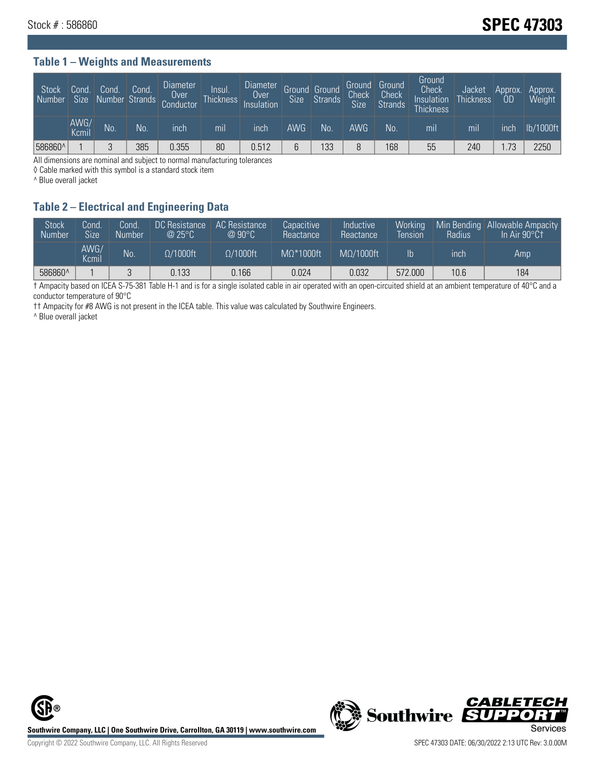Stock # : 586860

# SPEC 47303

## Table 1 – Weights and Measurements

| Stock Number | Cond. Size | Cond. Number | Cond. Strands | Diameter Over Conductor | Insul. Thickness | Diameter Over Insulation | Ground Size | Ground Strands | Ground Check Size | Ground Check Strands | Ground Check Insulation Thickness | Jacket Thickness | Approx. OD | Approx. Weight |
|---|---|---|---|---|---|---|---|---|---|---|---|---|---|---|
| | AWG/ Kcmil | No. | No. | inch | mil | inch | AWG | No. | AWG | No. | mil | mil | inch | lb/1000ft |
| 586860^ | 1 | 3 | 385 | 0.355 | 80 | 0.512 | 6 | 133 | 8 | 168 | 55 | 240 | 1.73 | 2250 |

All dimensions are nominal and subject to normal manufacturing tolerances

◊ Cable marked with this symbol is a standard stock item

^ Blue overall jacket

## Table 2 – Electrical and Engineering Data

| Stock Number | Cond. Size | Cond. Number | DC Resistance @ 25°C | AC Resistance @ 90°C | Capacitive Reactance | Inductive Reactance | Working Tension | Min Bending Radius | Allowable Ampacity In Air 90°C† |
|---|---|---|---|---|---|---|---|---|---|
| | AWG/ Kcmil | No. | Ω/1000ft | Ω/1000ft | MΩ*1000ft | MΩ/1000ft | lb | inch | Amp |
| 586860^ | 1 | 3 | 0.133 | 0.166 | 0.024 | 0.032 | 572.000 | 10.6 | 184 |

† Ampacity based on ICEA S-75-381 Table H-1 and is for a single isolated cable in air operated with an open-circuited shield at an ambient temperature of 40°C and a conductor temperature of 90°C

†† Ampacity for #8 AWG is not present in the ICEA table. This value was calculated by Southwire Engineers.

^ Blue overall jacket

**Southwire Company, LLC | One Southwire Drive, Carrollton, GA 30119 | www.southwire.com**

Copyright © 2022 Southwire Company, LLC. All Rights Reserved

SPEC 47303 DATE: 06/30/2022 2:13 UTC Rev: 3.0.00M